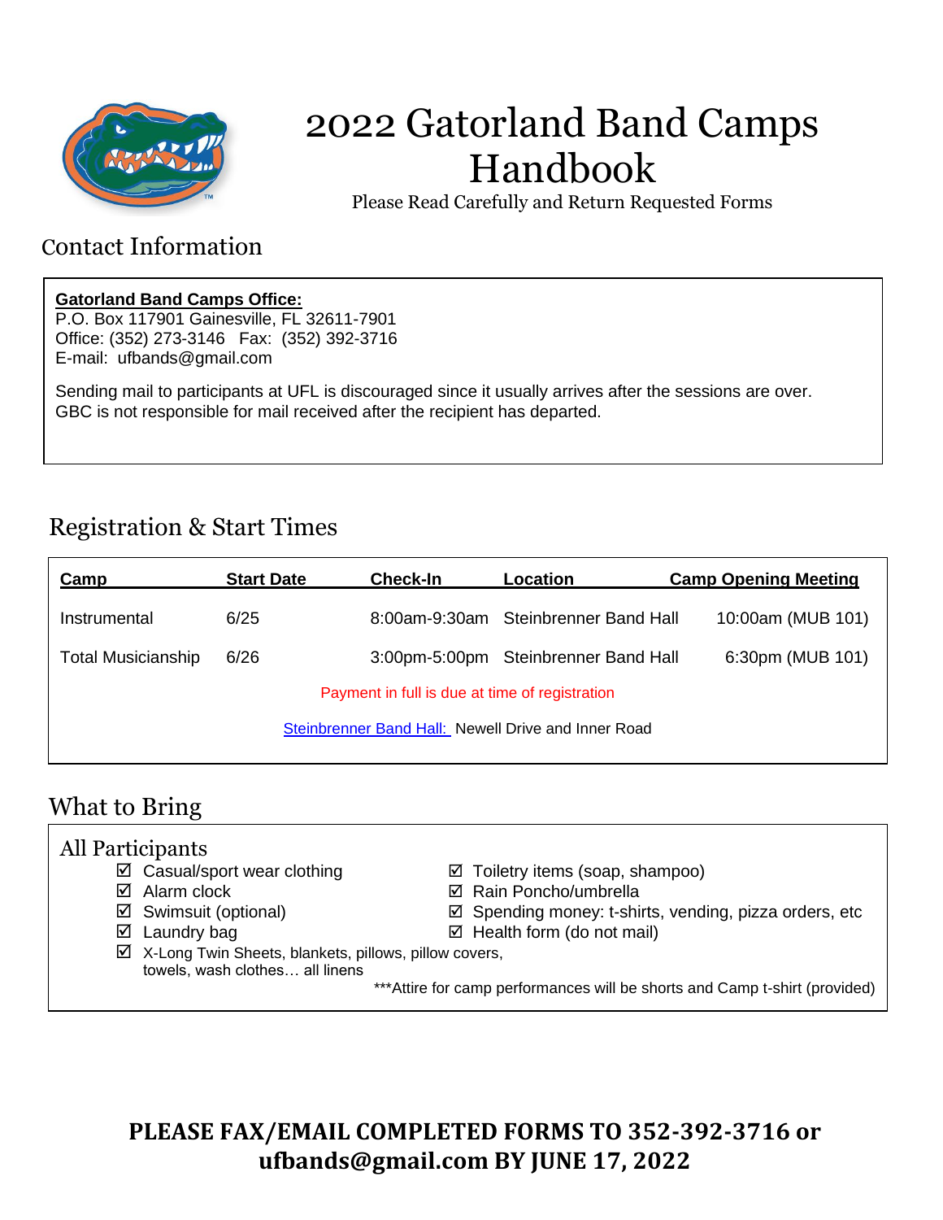# 2022 Gatorland Band Camps Handbook

Please Read Carefully and Return Requested Forms

## Contact Information

**Gatorland Band Camps Office:**
P.O. Box 117901 Gainesville, FL 32611-7901
Office: (352) 273-3146 Fax: (352) 392-3716
E-mail: ufbands@gmail.com

Sending mail to participants at UFL is discouraged since it usually arrives after the sessions are over. GBC is not responsible for mail received after the recipient has departed.

## Registration & Start Times

| Camp | Start Date | Check-In | Location | Camp Opening Meeting |
|---|---|---|---|---|
| Instrumental | 6/25 | 8:00am-9:30am | Steinbrenner Band Hall | 10:00am (MUB 101) |
| Total Musicianship | 6/26 | 3:00pm-5:00pm | Steinbrenner Band Hall | 6:30pm (MUB 101) |

Payment in full is due at time of registration

Steinbrenner Band Hall: Newell Drive and Inner Road

## What to Bring

### All Participants

- ☑ Casual/sport wear clothing
- ☑ Alarm clock
- ☑ Swimsuit (optional)
- ☑ Laundry bag
- ☑ X-Long Twin Sheets, blankets, pillows, pillow covers, towels, wash clothes… all linens
- ☑ Toiletry items (soap, shampoo)
- ☑ Rain Poncho/umbrella
- ☑ Spending money: t-shirts, vending, pizza orders, etc
- ☑ Health form (do not mail)

***Attire for camp performances will be shorts and Camp t-shirt (provided)

**PLEASE FAX/EMAIL COMPLETED FORMS TO 352-392-3716 or ufbands@gmail.com BY JUNE 17, 2022**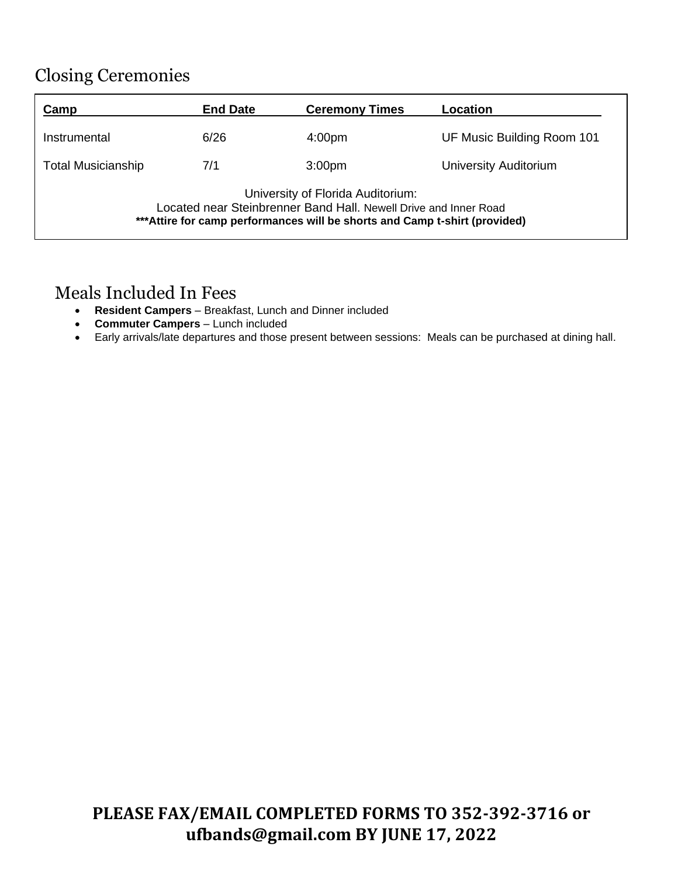## Closing Ceremonies

| Camp | End Date | Ceremony Times | Location |
|---|---|---|---|
| Instrumental | 6/26 | 4:00pm | UF Music Building Room 101 |
| Total Musicianship | 7/1 | 3:00pm | University Auditorium |

University of Florida Auditorium:
Located near Steinbrenner Band Hall. Newell Drive and Inner Road
**\*\*\*Attire for camp performances will be shorts and Camp t-shirt (provided)**

## Meals Included In Fees

- **Resident Campers** – Breakfast, Lunch and Dinner included
- **Commuter Campers** – Lunch included
- Early arrivals/late departures and those present between sessions: Meals can be purchased at dining hall.

**PLEASE FAX/EMAIL COMPLETED FORMS TO 352-392-3716 or ufbands@gmail.com BY JUNE 17, 2022**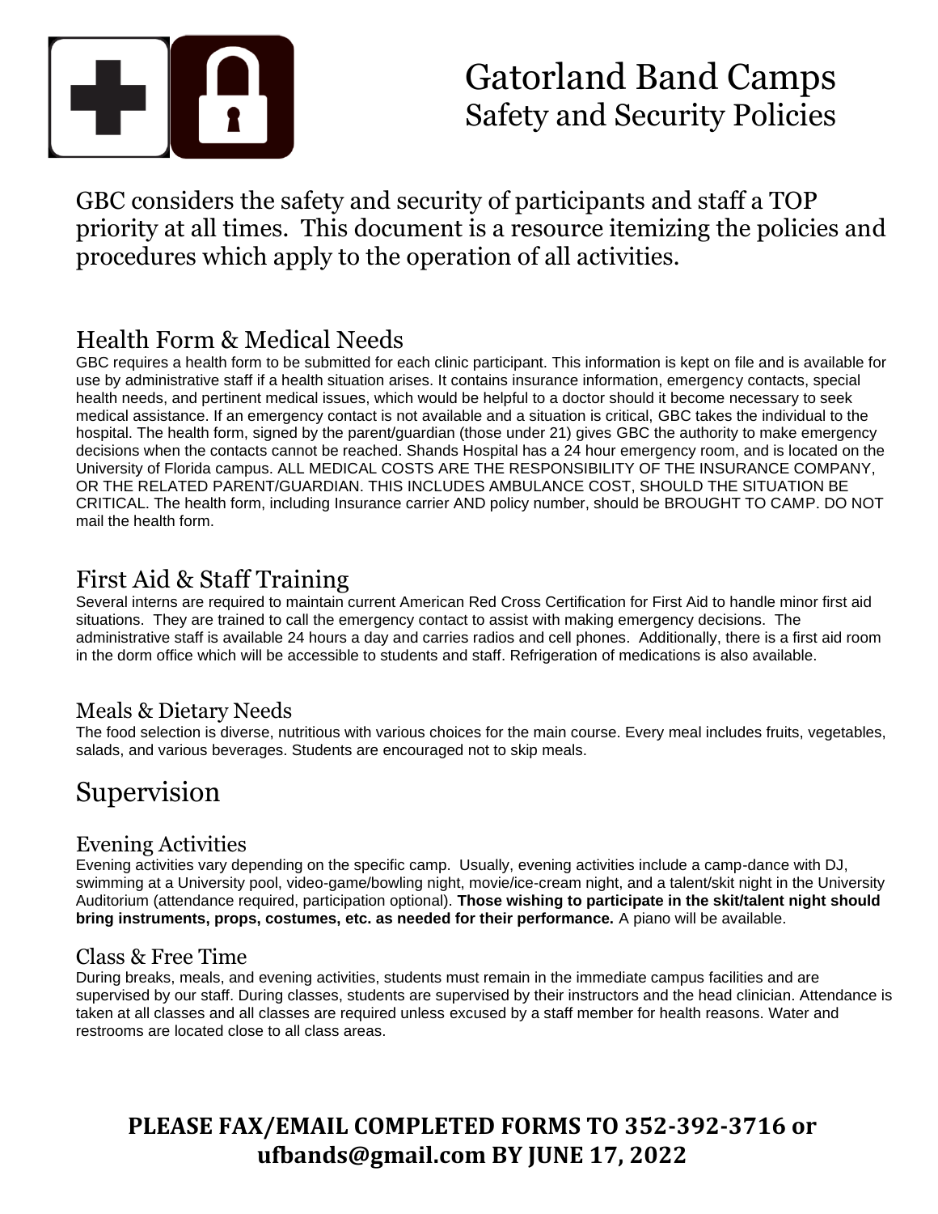# Gatorland Band Camps
## Safety and Security Policies

GBC considers the safety and security of participants and staff a TOP priority at all times. This document is a resource itemizing the policies and procedures which apply to the operation of all activities.

## Health Form & Medical Needs

GBC requires a health form to be submitted for each clinic participant. This information is kept on file and is available for use by administrative staff if a health situation arises. It contains insurance information, emergency contacts, special health needs, and pertinent medical issues, which would be helpful to a doctor should it become necessary to seek medical assistance. If an emergency contact is not available and a situation is critical, GBC takes the individual to the hospital. The health form, signed by the parent/guardian (those under 21) gives GBC the authority to make emergency decisions when the contacts cannot be reached. Shands Hospital has a 24 hour emergency room, and is located on the University of Florida campus. ALL MEDICAL COSTS ARE THE RESPONSIBILITY OF THE INSURANCE COMPANY, OR THE RELATED PARENT/GUARDIAN. THIS INCLUDES AMBULANCE COST, SHOULD THE SITUATION BE CRITICAL. The health form, including Insurance carrier AND policy number, should be BROUGHT TO CAMP. DO NOT mail the health form.

## First Aid & Staff Training

Several interns are required to maintain current American Red Cross Certification for First Aid to handle minor first aid situations. They are trained to call the emergency contact to assist with making emergency decisions. The administrative staff is available 24 hours a day and carries radios and cell phones. Additionally, there is a first aid room in the dorm office which will be accessible to students and staff. Refrigeration of medications is also available.

### Meals & Dietary Needs

The food selection is diverse, nutritious with various choices for the main course. Every meal includes fruits, vegetables, salads, and various beverages. Students are encouraged not to skip meals.

## Supervision

### Evening Activities

Evening activities vary depending on the specific camp. Usually, evening activities include a camp-dance with DJ, swimming at a University pool, video-game/bowling night, movie/ice-cream night, and a talent/skit night in the University Auditorium (attendance required, participation optional). **Those wishing to participate in the skit/talent night should bring instruments, props, costumes, etc. as needed for their performance.** A piano will be available.

### Class & Free Time

During breaks, meals, and evening activities, students must remain in the immediate campus facilities and are supervised by our staff. During classes, students are supervised by their instructors and the head clinician. Attendance is taken at all classes and all classes are required unless excused by a staff member for health reasons. Water and restrooms are located close to all class areas.

**PLEASE FAX/EMAIL COMPLETED FORMS TO 352-392-3716 or ufbands@gmail.com BY JUNE 17, 2022**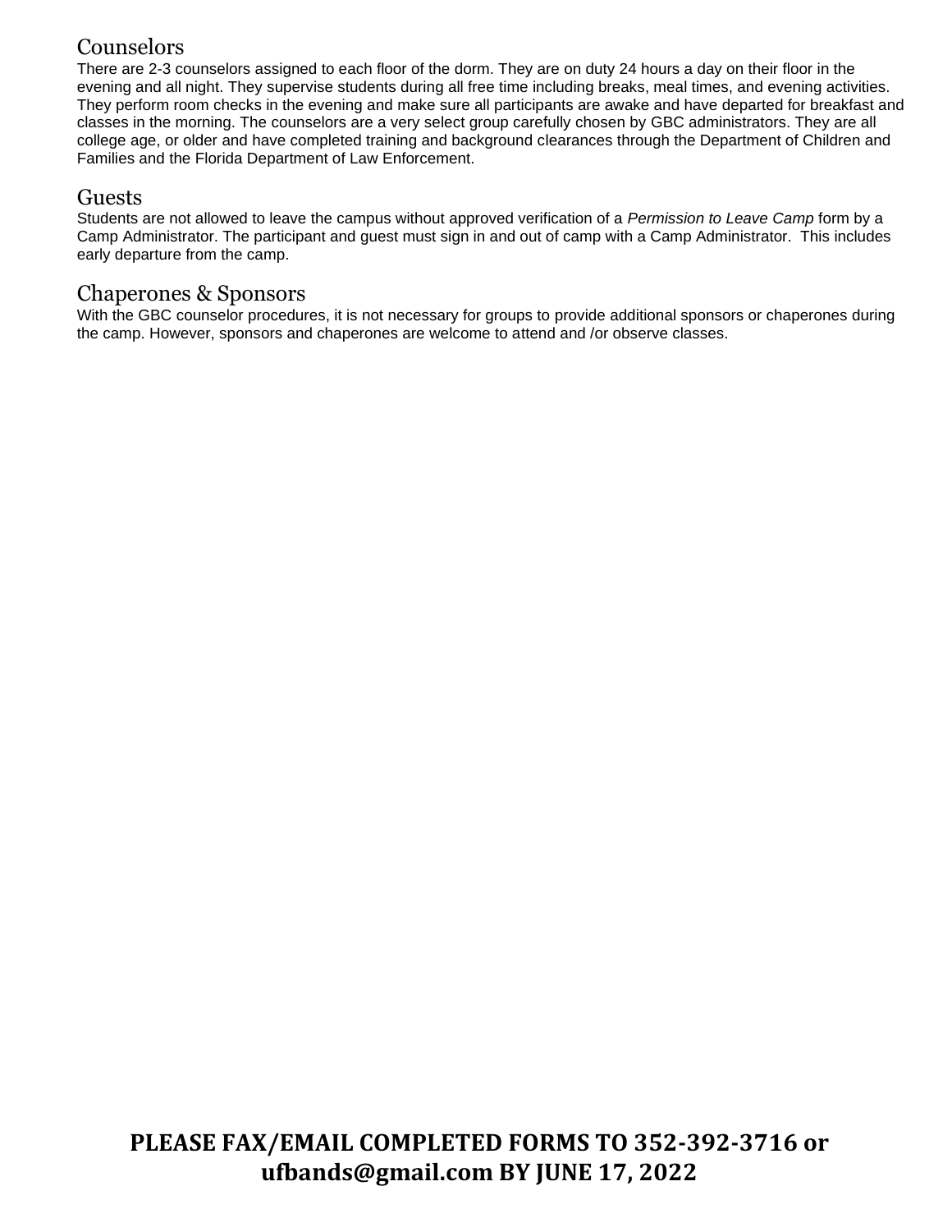## Counselors

There are 2-3 counselors assigned to each floor of the dorm. They are on duty 24 hours a day on their floor in the evening and all night. They supervise students during all free time including breaks, meal times, and evening activities. They perform room checks in the evening and make sure all participants are awake and have departed for breakfast and classes in the morning. The counselors are a very select group carefully chosen by GBC administrators. They are all college age, or older and have completed training and background clearances through the Department of Children and Families and the Florida Department of Law Enforcement.

## Guests

Students are not allowed to leave the campus without approved verification of a *Permission to Leave Camp* form by a Camp Administrator. The participant and guest must sign in and out of camp with a Camp Administrator. This includes early departure from the camp.

## Chaperones & Sponsors

With the GBC counselor procedures, it is not necessary for groups to provide additional sponsors or chaperones during the camp. However, sponsors and chaperones are welcome to attend and /or observe classes.

**PLEASE FAX/EMAIL COMPLETED FORMS TO 352-392-3716 or ufbands@gmail.com BY JUNE 17, 2022**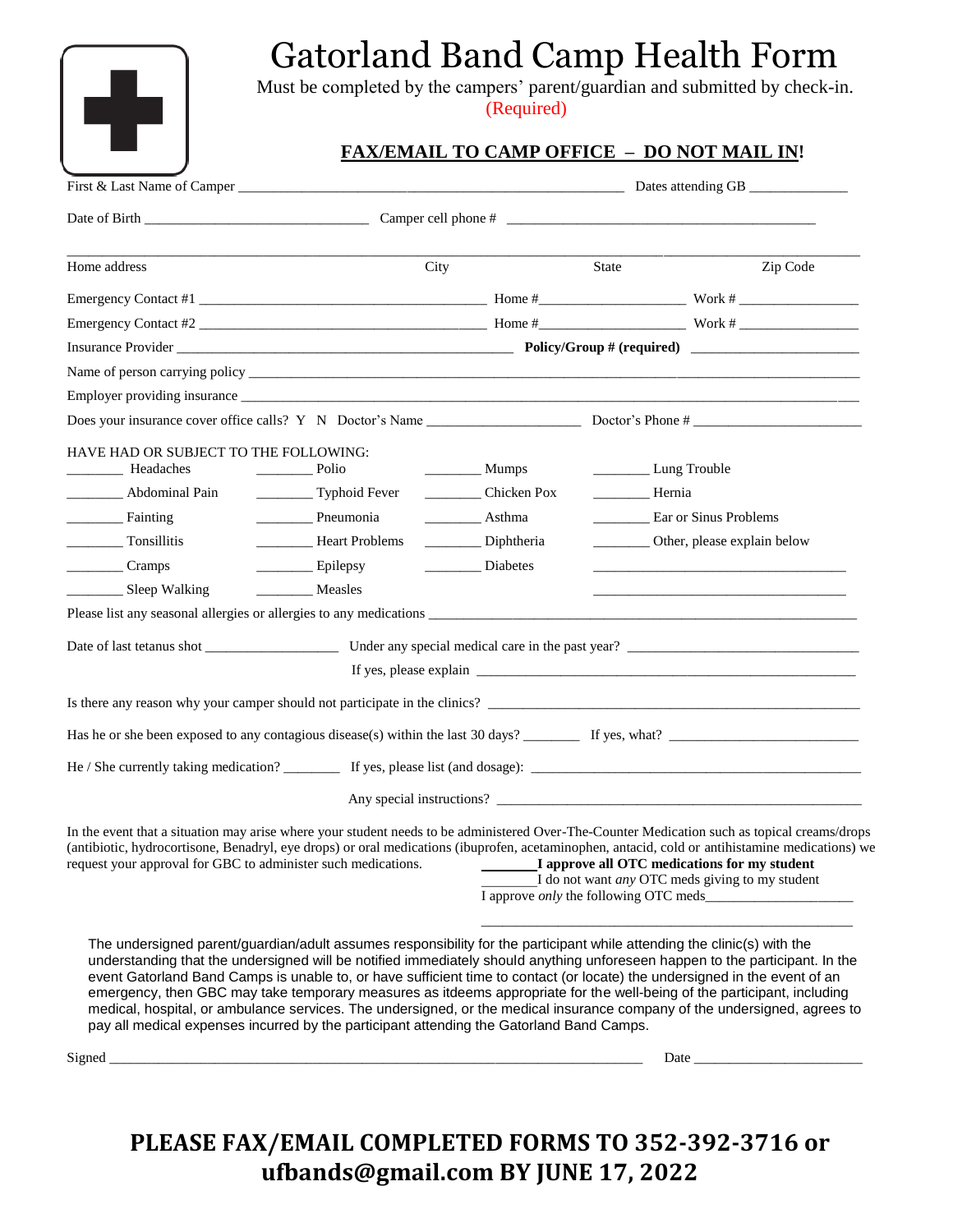# Gatorland Band Camp Health Form

Must be completed by the campers' parent/guardian and submitted by check-in.
(Required)

**FAX/EMAIL TO CAMP OFFICE – DO NOT MAIL IN!**

First & Last Name of Camper ______________________________________________ Dates attending GB _____________

Date of Birth ______________________________ Camper cell phone # __________________________________________

_____________________________________________________________________________________________

Home address City State Zip Code

Emergency Contact #1 ________________________________________ Home #___________________ Work # ________________

Emergency Contact #2 ________________________________________ Home #___________________ Work # ________________

Insurance Provider _______________________________________________ **Policy/Group # (required)** ______________________

Name of person carrying policy _________________________________________________________________________________

Employer providing insurance __________________________________________________________________________________

Does your insurance cover office calls? Y N Doctor's Name ____________________ Doctor's Phone # ______________________

HAVE HAD OR SUBJECT TO THE FOLLOWING:

| | | | |
|---|---|---|---|
| ________ Headaches | ________ Polio | ________ Mumps | ________ Lung Trouble |
| ________ Abdominal Pain | ________ Typhoid Fever | ________ Chicken Pox | ________ Hernia |
| ________ Fainting | ________ Pneumonia | ________ Asthma | ________ Ear or Sinus Problems |
| ________ Tonsillitis | ________ Heart Problems | ________ Diphtheria | ________ Other, please explain below |
| ________ Cramps | ________ Epilepsy | ________ Diabetes | ___________________________________ |
| ________ Sleep Walking | ________ Measles | | ___________________________________ |

Please list any seasonal allergies or allergies to any medications _________________________________________________________

Date of last tetanus shot __________________ Under any special medical care in the past year? ________________________________

If yes, please explain ______________________________________________________

Is there any reason why your camper should not participate in the clinics? _________________________________________________

Has he or she been exposed to any contagious disease(s) within the last 30 days? ________ If yes, what? __________________________

He / She currently taking medication? ________ If yes, please list (and dosage): _____________________________________________

Any special instructions? ____________________________________________________

In the event that a situation may arise where your student needs to be administered Over-The-Counter Medication such as topical creams/drops (antibiotic, hydrocortisone, Benadryl, eye drops) or oral medications (ibuprofen, acetaminophen, antacid, cold or antihistamine medications) we request your approval for GBC to administer such medications.

________**I approve all OTC medications for my student**
________I do not want *any* OTC meds giving to my student
I approve *only* the following OTC meds____________________
___________________________________________________

The undersigned parent/guardian/adult assumes responsibility for the participant while attending the clinic(s) with the understanding that the undersigned will be notified immediately should anything unforeseen happen to the participant. In the event Gatorland Band Camps is unable to, or have sufficient time to contact (or locate) the undersigned in the event of an emergency, then GBC may take temporary measures as itdeems appropriate for the well-being of the participant, including medical, hospital, or ambulance services. The undersigned, or the medical insurance company of the undersigned, agrees to pay all medical expenses incurred by the participant attending the Gatorland Band Camps.

Signed ___________________________________________________________________________ Date _______________________

**PLEASE FAX/EMAIL COMPLETED FORMS TO 352-392-3716 or ufbands@gmail.com BY JUNE 17, 2022**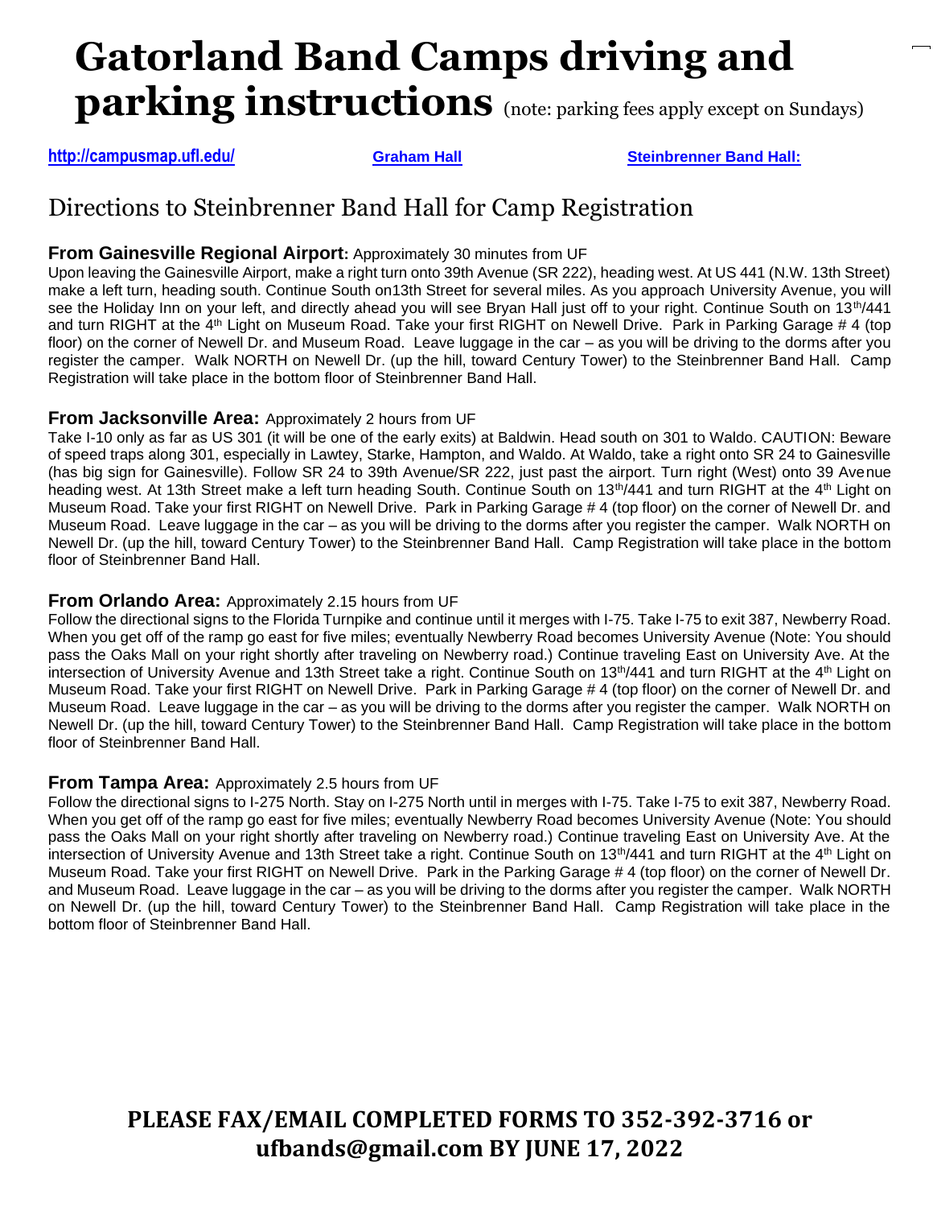# Gatorland Band Camps driving and parking instructions (note: parking fees apply except on Sundays)

http://campusmap.ufl.edu/ Graham Hall Steinbrenner Band Hall:

## Directions to Steinbrenner Band Hall for Camp Registration

### From Gainesville Regional Airport: Approximately 30 minutes from UF

Upon leaving the Gainesville Airport, make a right turn onto 39th Avenue (SR 222), heading west. At US 441 (N.W. 13th Street) make a left turn, heading south. Continue South on13th Street for several miles. As you approach University Avenue, you will see the Holiday Inn on your left, and directly ahead you will see Bryan Hall just off to your right. Continue South on 13th/441 and turn RIGHT at the 4th Light on Museum Road. Take your first RIGHT on Newell Drive. Park in Parking Garage # 4 (top floor) on the corner of Newell Dr. and Museum Road. Leave luggage in the car – as you will be driving to the dorms after you register the camper. Walk NORTH on Newell Dr. (up the hill, toward Century Tower) to the Steinbrenner Band Hall. Camp Registration will take place in the bottom floor of Steinbrenner Band Hall.

### From Jacksonville Area: Approximately 2 hours from UF

Take I-10 only as far as US 301 (it will be one of the early exits) at Baldwin. Head south on 301 to Waldo. CAUTION: Beware of speed traps along 301, especially in Lawtey, Starke, Hampton, and Waldo. At Waldo, take a right onto SR 24 to Gainesville (has big sign for Gainesville). Follow SR 24 to 39th Avenue/SR 222, just past the airport. Turn right (West) onto 39 Avenue heading west. At 13th Street make a left turn heading South. Continue South on 13th/441 and turn RIGHT at the 4th Light on Museum Road. Take your first RIGHT on Newell Drive. Park in Parking Garage # 4 (top floor) on the corner of Newell Dr. and Museum Road. Leave luggage in the car – as you will be driving to the dorms after you register the camper. Walk NORTH on Newell Dr. (up the hill, toward Century Tower) to the Steinbrenner Band Hall. Camp Registration will take place in the bottom floor of Steinbrenner Band Hall.

### From Orlando Area: Approximately 2.15 hours from UF

Follow the directional signs to the Florida Turnpike and continue until it merges with I-75. Take I-75 to exit 387, Newberry Road. When you get off of the ramp go east for five miles; eventually Newberry Road becomes University Avenue (Note: You should pass the Oaks Mall on your right shortly after traveling on Newberry road.) Continue traveling East on University Ave. At the intersection of University Avenue and 13th Street take a right. Continue South on 13th/441 and turn RIGHT at the 4th Light on Museum Road. Take your first RIGHT on Newell Drive. Park in Parking Garage # 4 (top floor) on the corner of Newell Dr. and Museum Road. Leave luggage in the car – as you will be driving to the dorms after you register the camper. Walk NORTH on Newell Dr. (up the hill, toward Century Tower) to the Steinbrenner Band Hall. Camp Registration will take place in the bottom floor of Steinbrenner Band Hall.

### From Tampa Area: Approximately 2.5 hours from UF

Follow the directional signs to I-275 North. Stay on I-275 North until in merges with I-75. Take I-75 to exit 387, Newberry Road. When you get off of the ramp go east for five miles; eventually Newberry Road becomes University Avenue (Note: You should pass the Oaks Mall on your right shortly after traveling on Newberry road.) Continue traveling East on University Ave. At the intersection of University Avenue and 13th Street take a right. Continue South on 13th/441 and turn RIGHT at the 4th Light on Museum Road. Take your first RIGHT on Newell Drive. Park in the Parking Garage # 4 (top floor) on the corner of Newell Dr. and Museum Road. Leave luggage in the car – as you will be driving to the dorms after you register the camper. Walk NORTH on Newell Dr. (up the hill, toward Century Tower) to the Steinbrenner Band Hall. Camp Registration will take place in the bottom floor of Steinbrenner Band Hall.

**PLEASE FAX/EMAIL COMPLETED FORMS TO 352-392-3716 or ufbands@gmail.com BY JUNE 17, 2022**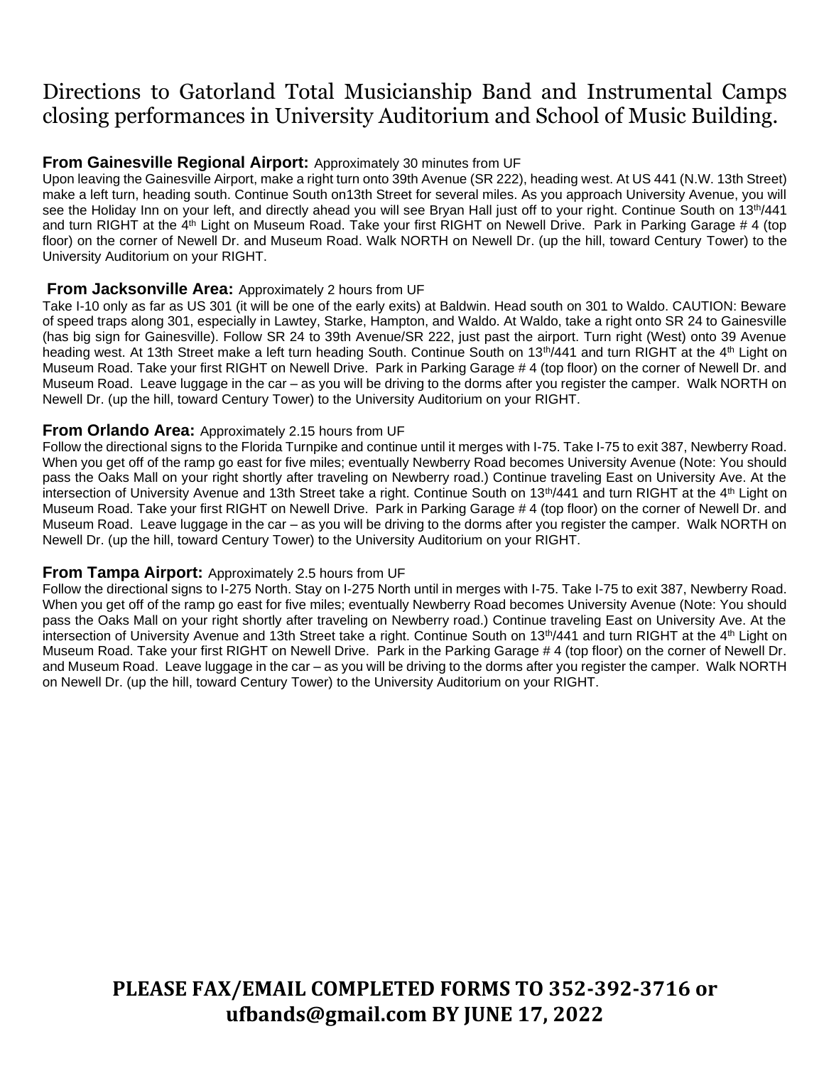# Directions to Gatorland Total Musicianship Band and Instrumental Camps closing performances in University Auditorium and School of Music Building.

**From Gainesville Regional Airport:** Approximately 30 minutes from UF

Upon leaving the Gainesville Airport, make a right turn onto 39th Avenue (SR 222), heading west. At US 441 (N.W. 13th Street) make a left turn, heading south. Continue South on13th Street for several miles. As you approach University Avenue, you will see the Holiday Inn on your left, and directly ahead you will see Bryan Hall just off to your right. Continue South on 13th/441 and turn RIGHT at the 4th Light on Museum Road. Take your first RIGHT on Newell Drive. Park in Parking Garage # 4 (top floor) on the corner of Newell Dr. and Museum Road. Walk NORTH on Newell Dr. (up the hill, toward Century Tower) to the University Auditorium on your RIGHT.

**From Jacksonville Area:** Approximately 2 hours from UF

Take I-10 only as far as US 301 (it will be one of the early exits) at Baldwin. Head south on 301 to Waldo. CAUTION: Beware of speed traps along 301, especially in Lawtey, Starke, Hampton, and Waldo. At Waldo, take a right onto SR 24 to Gainesville (has big sign for Gainesville). Follow SR 24 to 39th Avenue/SR 222, just past the airport. Turn right (West) onto 39 Avenue heading west. At 13th Street make a left turn heading South. Continue South on 13th/441 and turn RIGHT at the 4th Light on Museum Road. Take your first RIGHT on Newell Drive. Park in Parking Garage # 4 (top floor) on the corner of Newell Dr. and Museum Road. Leave luggage in the car – as you will be driving to the dorms after you register the camper. Walk NORTH on Newell Dr. (up the hill, toward Century Tower) to the University Auditorium on your RIGHT.

**From Orlando Area:** Approximately 2.15 hours from UF

Follow the directional signs to the Florida Turnpike and continue until it merges with I-75. Take I-75 to exit 387, Newberry Road. When you get off of the ramp go east for five miles; eventually Newberry Road becomes University Avenue (Note: You should pass the Oaks Mall on your right shortly after traveling on Newberry road.) Continue traveling East on University Ave. At the intersection of University Avenue and 13th Street take a right. Continue South on 13th/441 and turn RIGHT at the 4th Light on Museum Road. Take your first RIGHT on Newell Drive. Park in Parking Garage # 4 (top floor) on the corner of Newell Dr. and Museum Road. Leave luggage in the car – as you will be driving to the dorms after you register the camper. Walk NORTH on Newell Dr. (up the hill, toward Century Tower) to the University Auditorium on your RIGHT.

**From Tampa Airport:** Approximately 2.5 hours from UF

Follow the directional signs to I-275 North. Stay on I-275 North until in merges with I-75. Take I-75 to exit 387, Newberry Road. When you get off of the ramp go east for five miles; eventually Newberry Road becomes University Avenue (Note: You should pass the Oaks Mall on your right shortly after traveling on Newberry road.) Continue traveling East on University Ave. At the intersection of University Avenue and 13th Street take a right. Continue South on 13th/441 and turn RIGHT at the 4th Light on Museum Road. Take your first RIGHT on Newell Drive. Park in the Parking Garage # 4 (top floor) on the corner of Newell Dr. and Museum Road. Leave luggage in the car – as you will be driving to the dorms after you register the camper. Walk NORTH on Newell Dr. (up the hill, toward Century Tower) to the University Auditorium on your RIGHT.

**PLEASE FAX/EMAIL COMPLETED FORMS TO 352-392-3716 or ufbands@gmail.com BY JUNE 17, 2022**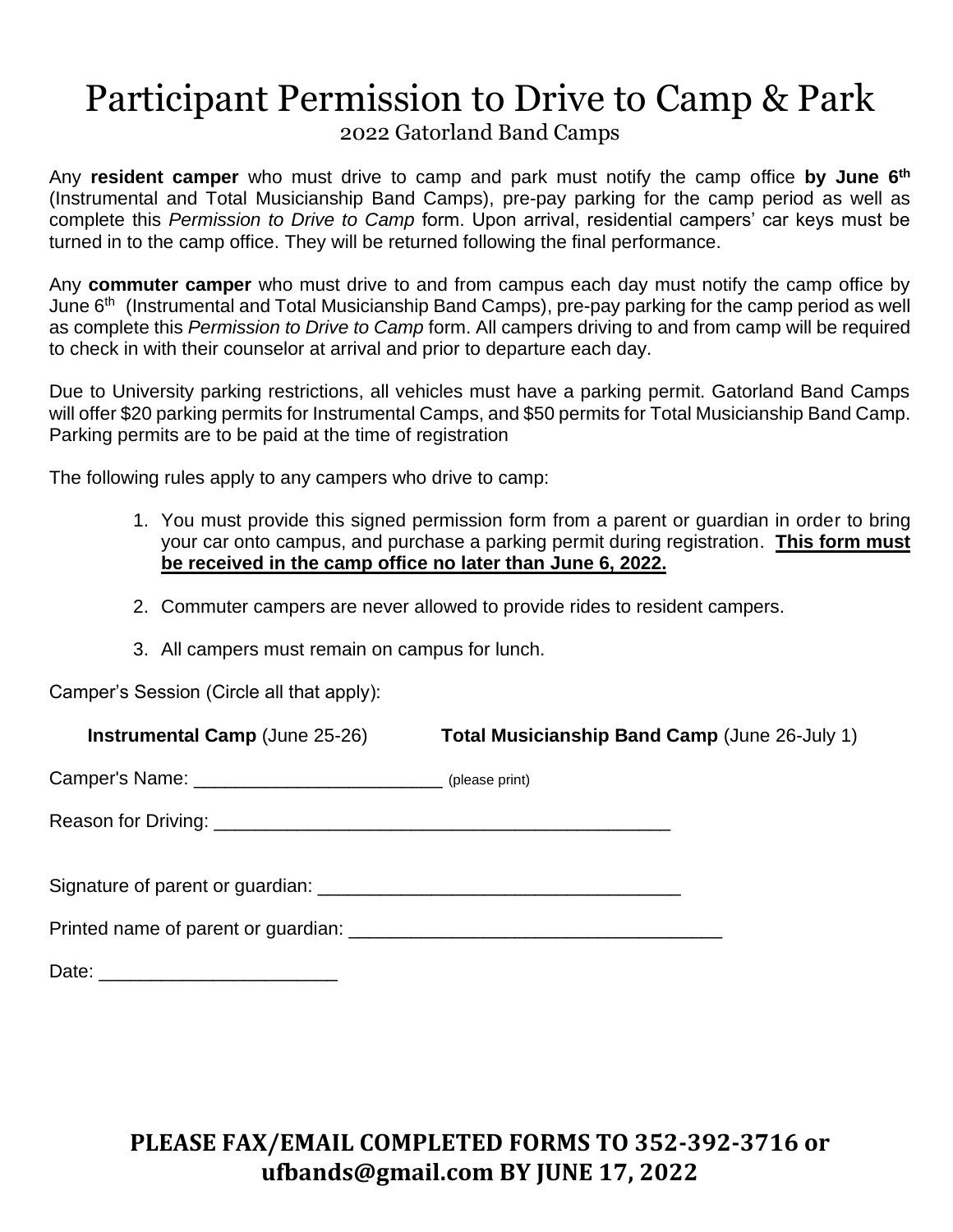# Participant Permission to Drive to Camp & Park

2022 Gatorland Band Camps

Any **resident camper** who must drive to camp and park must notify the camp office **by June 6th** (Instrumental and Total Musicianship Band Camps), pre-pay parking for the camp period as well as complete this *Permission to Drive to Camp* form. Upon arrival, residential campers' car keys must be turned in to the camp office. They will be returned following the final performance.

Any **commuter camper** who must drive to and from campus each day must notify the camp office by June 6th (Instrumental and Total Musicianship Band Camps), pre-pay parking for the camp period as well as complete this *Permission to Drive to Camp* form. All campers driving to and from camp will be required to check in with their counselor at arrival and prior to departure each day.

Due to University parking restrictions, all vehicles must have a parking permit. Gatorland Band Camps will offer $20 parking permits for Instrumental Camps, and $50 permits for Total Musicianship Band Camp. Parking permits are to be paid at the time of registration

The following rules apply to any campers who drive to camp:

1. You must provide this signed permission form from a parent or guardian in order to bring your car onto campus, and purchase a parking permit during registration. <u>**This form must be received in the camp office no later than June 6, 2022.**</u>
2. Commuter campers are never allowed to provide rides to resident campers.
3. All campers must remain on campus for lunch.

Camper's Session (Circle all that apply):

**Instrumental Camp** (June 25-26) **Total Musicianship Band Camp** (June 26-July 1)

Camper's Name: ________________________ (please print)

Reason for Driving: _____________________________________________

Signature of parent or guardian: ___________________________________

Printed name of parent or guardian: ___________________________________

Date: _______________________

**PLEASE FAX/EMAIL COMPLETED FORMS TO 352-392-3716 or ufbands@gmail.com BY JUNE 17, 2022**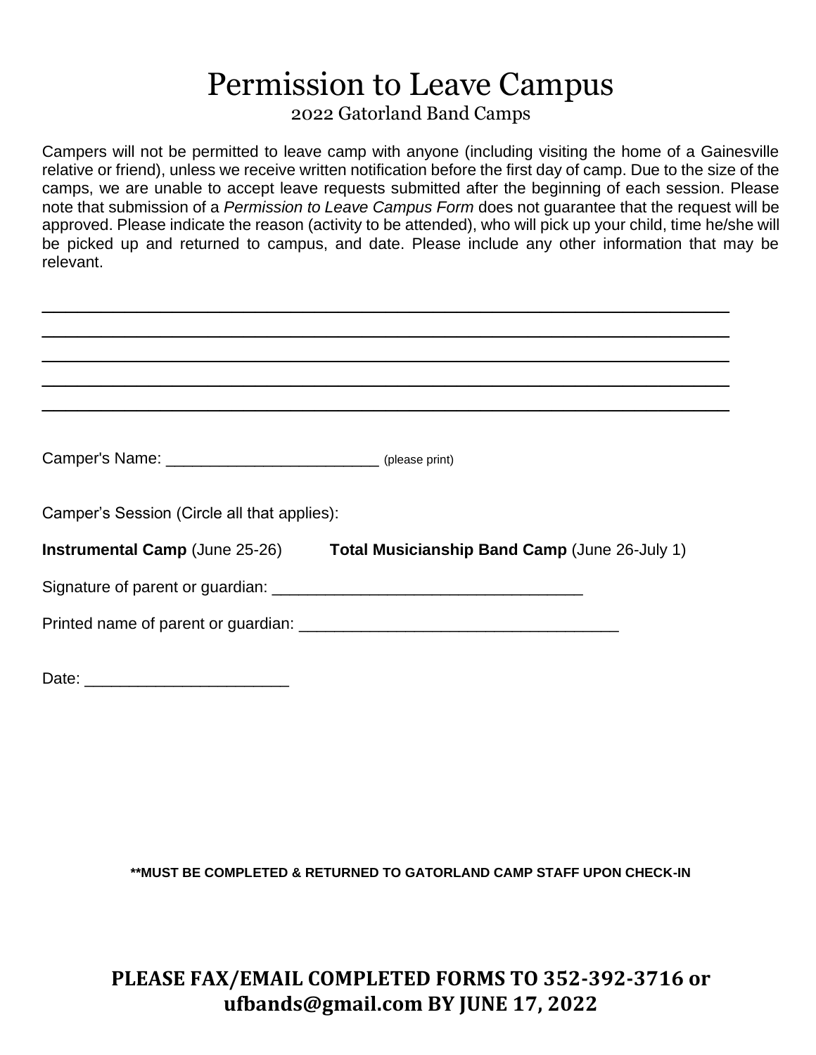# Permission to Leave Campus

2022 Gatorland Band Camps

Campers will not be permitted to leave camp with anyone (including visiting the home of a Gainesville relative or friend), unless we receive written notification before the first day of camp. Due to the size of the camps, we are unable to accept leave requests submitted after the beginning of each session. Please note that submission of a *Permission to Leave Campus Form* does not guarantee that the request will be approved. Please indicate the reason (activity to be attended), who will pick up your child, time he/she will be picked up and returned to campus, and date. Please include any other information that may be relevant.

\_\_\_\_\_\_\_\_\_\_\_\_\_\_\_\_\_\_\_\_\_\_\_\_\_\_\_\_\_\_\_\_\_\_\_\_\_\_\_\_\_\_\_\_\_\_\_\_\_\_\_\_\_\_\_\_\_\_\_\_\_\_\_\_\_\_\_\_\_\_\_\_

\_\_\_\_\_\_\_\_\_\_\_\_\_\_\_\_\_\_\_\_\_\_\_\_\_\_\_\_\_\_\_\_\_\_\_\_\_\_\_\_\_\_\_\_\_\_\_\_\_\_\_\_\_\_\_\_\_\_\_\_\_\_\_\_\_\_\_\_\_\_\_\_

\_\_\_\_\_\_\_\_\_\_\_\_\_\_\_\_\_\_\_\_\_\_\_\_\_\_\_\_\_\_\_\_\_\_\_\_\_\_\_\_\_\_\_\_\_\_\_\_\_\_\_\_\_\_\_\_\_\_\_\_\_\_\_\_\_\_\_\_\_\_\_\_

\_\_\_\_\_\_\_\_\_\_\_\_\_\_\_\_\_\_\_\_\_\_\_\_\_\_\_\_\_\_\_\_\_\_\_\_\_\_\_\_\_\_\_\_\_\_\_\_\_\_\_\_\_\_\_\_\_\_\_\_\_\_\_\_\_\_\_\_\_\_\_\_

\_\_\_\_\_\_\_\_\_\_\_\_\_\_\_\_\_\_\_\_\_\_\_\_\_\_\_\_\_\_\_\_\_\_\_\_\_\_\_\_\_\_\_\_\_\_\_\_\_\_\_\_\_\_\_\_\_\_\_\_\_\_\_\_\_\_\_\_\_\_\_\_

Camper's Name: \_\_\_\_\_\_\_\_\_\_\_\_\_\_\_\_\_\_\_\_\_\_\_\_\_ (please print)

Camper's Session (Circle all that applies):

**Instrumental Camp** (June 25-26)    **Total Musicianship Band Camp** (June 26-July 1)

Signature of parent or guardian: \_\_\_\_\_\_\_\_\_\_\_\_\_\_\_\_\_\_\_\_\_\_\_\_\_\_\_\_\_\_\_\_\_\_\_\_

Printed name of parent or guardian: \_\_\_\_\_\_\_\_\_\_\_\_\_\_\_\_\_\_\_\_\_\_\_\_\_\_\_\_\_\_\_\_\_\_\_\_\_

Date: \_\_\_\_\_\_\_\_\_\_\_\_\_\_\_\_\_\_\_\_\_\_\_\_

**\*\*MUST BE COMPLETED & RETURNED TO GATORLAND CAMP STAFF UPON CHECK-IN**

**PLEASE FAX/EMAIL COMPLETED FORMS TO 352-392-3716 or ufbands@gmail.com BY JUNE 17, 2022**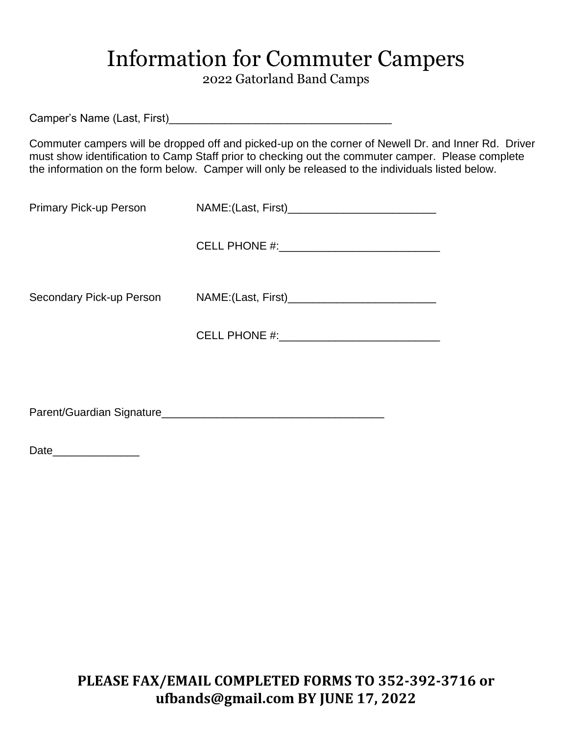# Information for Commuter Campers

2022 Gatorland Band Camps

Camper's Name (Last, First)___________________________________

Commuter campers will be dropped off and picked-up on the corner of Newell Dr. and Inner Rd. Driver must show identification to Camp Staff prior to checking out the commuter camper. Please complete the information on the form below. Camper will only be released to the individuals listed below.

Primary Pick-up Person NAME:(Last, First)________________________

CELL PHONE #:__________________________

Secondary Pick-up Person NAME:(Last, First)________________________

CELL PHONE #:__________________________

Parent/Guardian Signature____________________________________

Date______________

**PLEASE FAX/EMAIL COMPLETED FORMS TO 352-392-3716 or ufbands@gmail.com BY JUNE 17, 2022**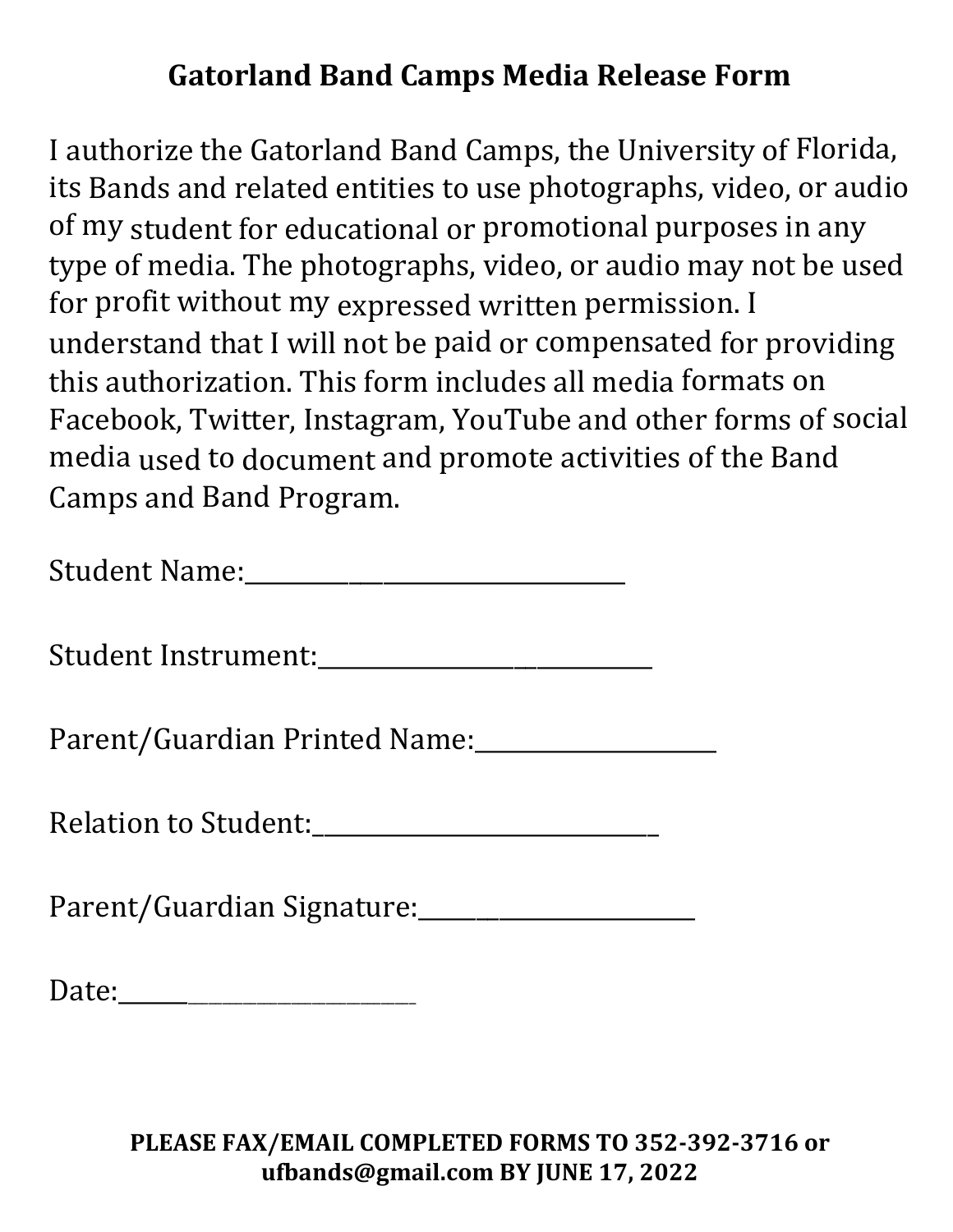# Gatorland Band Camps Media Release Form

I authorize the Gatorland Band Camps, the University of Florida, its Bands and related entities to use photographs, video, or audio of my student for educational or promotional purposes in any type of media. The photographs, video, or audio may not be used for profit without my expressed written permission. I understand that I will not be paid or compensated for providing this authorization. This form includes all media formats on Facebook, Twitter, Instagram, YouTube and other forms of social media used to document and promote activities of the Band Camps and Band Program.

Student Name:_______________________________

Student Instrument:__________________________

Parent/Guardian Printed Name:___________________

Relation to Student:___________________________

Parent/Guardian Signature:______________________

Date:_________________________

**PLEASE FAX/EMAIL COMPLETED FORMS TO 352-392-3716 or ufbands@gmail.com BY JUNE 17, 2022**